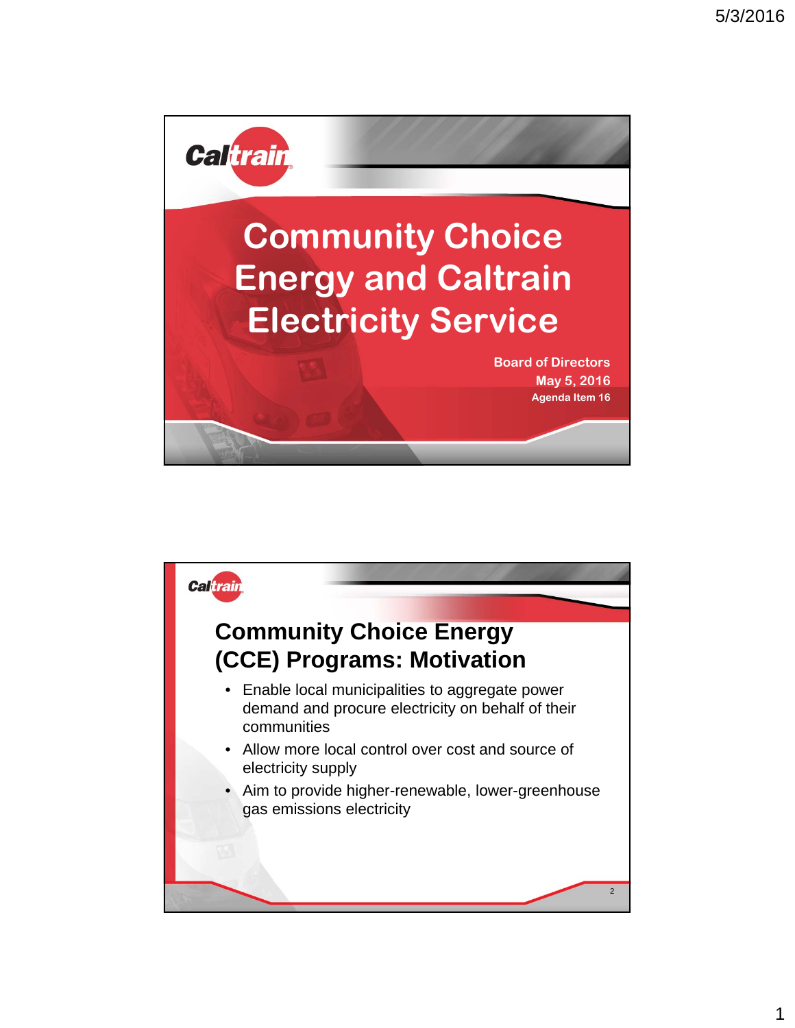# Community Choice Energy and Caltrain Electricity Service

Board of Directors
May 5, 2016
Agenda Item 16

## Community Choice Energy (CCE) Programs: Motivation

- Enable local municipalities to aggregate power demand and procure electricity on behalf of their communities
- Allow more local control over cost and source of electricity supply
- Aim to provide higher-renewable, lower-greenhouse gas emissions electricity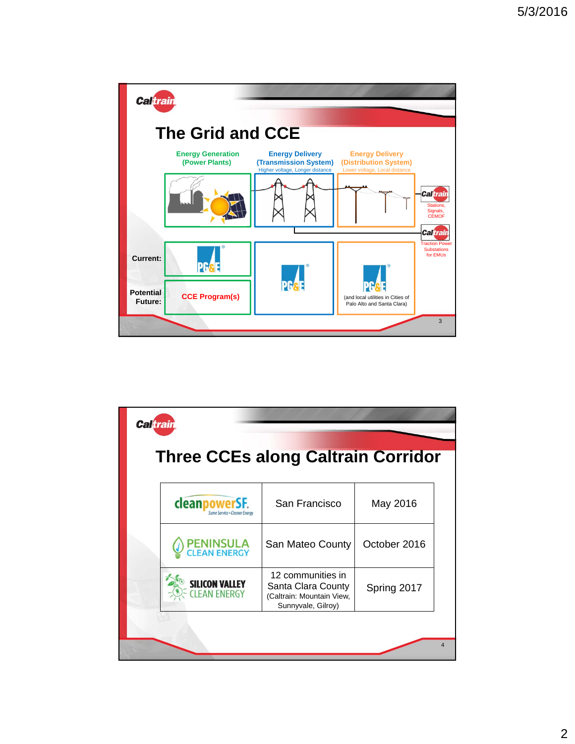## The Grid and CCE

| | Energy Generation (Power Plants) | Energy Delivery (Transmission System) Higher voltage, Longer distance | Energy Delivery (Distribution System) Lower voltage, Local distance |
|---|---|---|---|
| Current: | PG&E | PG&E | PG&E (and local utilities in Cities of Palo Alto and Santa Clara) |
| Potential Future: | CCE Program(s) | | |

Caltrain: Stations, Signals, CEMOF

Caltrain: Traction Power Substations for EMUs

## Three CCEs along Caltrain Corridor

| CCE | Area | Launch |
|---|---|---|
| cleanpowerSF. Same Service • Cleaner Energy | San Francisco | May 2016 |
| PENINSULA CLEAN ENERGY | San Mateo County | October 2016 |
| SILICON VALLEY CLEAN ENERGY | 12 communities in Santa Clara County (Caltrain: Mountain View, Sunnyvale, Gilroy) | Spring 2017 |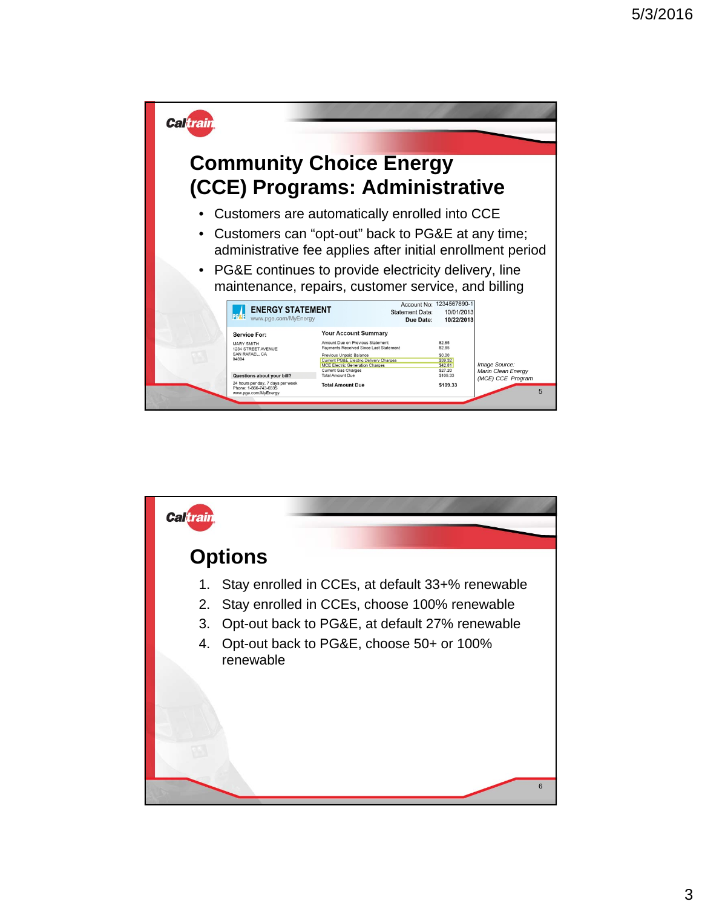## Community Choice Energy (CCE) Programs: Administrative

- Customers are automatically enrolled into CCE
- Customers can "opt-out" back to PG&E at any time; administrative fee applies after initial enrollment period
- PG&E continues to provide electricity delivery, line maintenance, repairs, customer service, and billing

**ENERGY STATEMENT**
www.pge.com/MyEnergy

Account No: 1234567890-1
Statement Date: 10/01/2013
**Due Date: 10/22/2013**

**Service For:**
MARY SMITH
1234 STREET AVENUE
SAN RAFAEL, CA
94804

**Questions about your bill?**
24 hours per day, 7 days per week
Phone: 1-866-743-0335
www.pge.com/MyEnergy

**Your Account Summary**

| | |
|---|---|
| Amount Due on Previous Statement | 82.85 |
| Payments Received Since Last Statement | 82.85 |
| Previous Unpaid Balance | $0.00 |
| Current PG&E Electric Delivery Charges | $39.32 |
| MCE Electric Generation Charges | $42.81 |
| Current Gas Charges | $27.20 |
| Total Amount Due | $109.33 |
| **Total Amount Due** | **$109.33** |

*Image Source: Marin Clean Energy (MCE) CCE Program*

## Options

1. Stay enrolled in CCEs, at default 33+% renewable
2. Stay enrolled in CCEs, choose 100% renewable
3. Opt-out back to PG&E, at default 27% renewable
4. Opt-out back to PG&E, choose 50+ or 100% renewable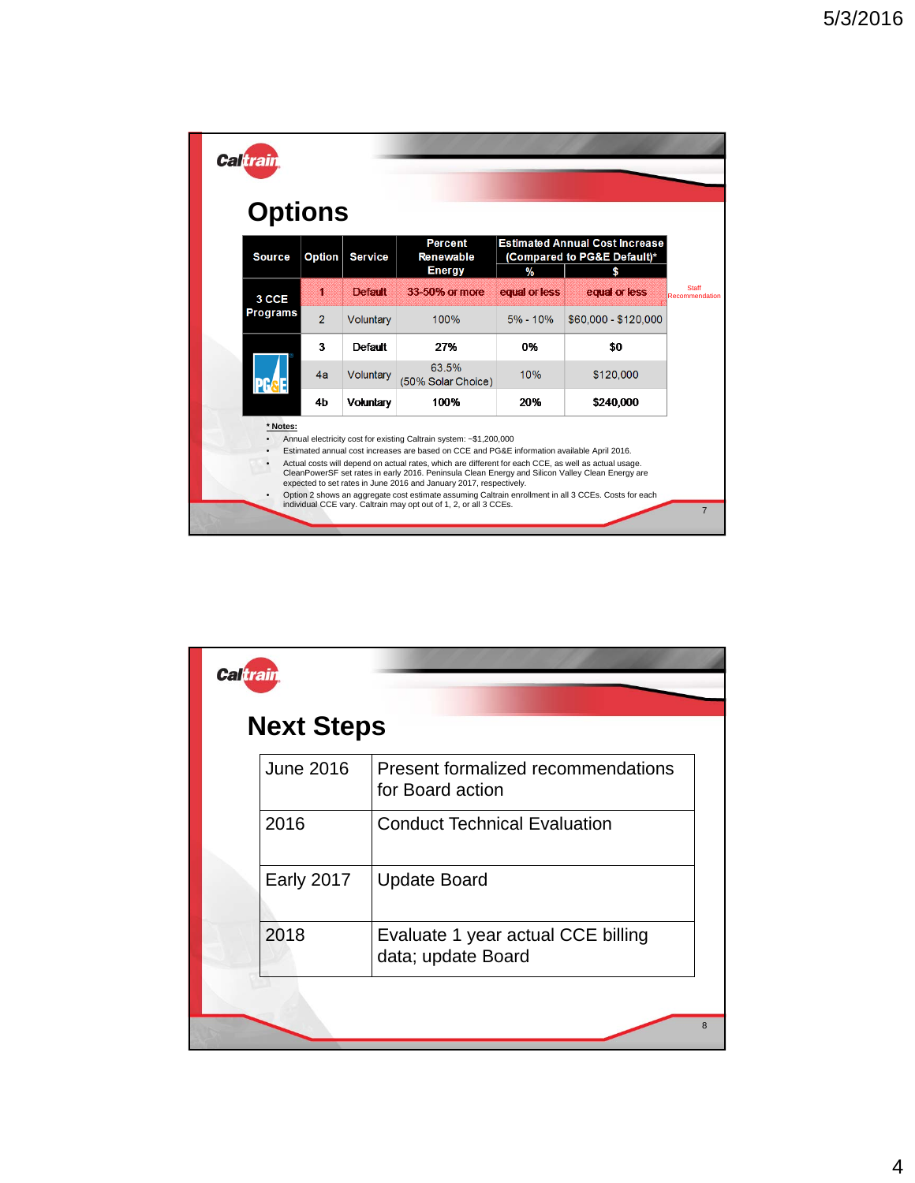## Options

| Source | Option | Service | Percent Renewable Energy | Estimated Annual Cost Increase (Compared to PG&E Default)* | |
|---|---|---|---|---|---|
| | | | | % | $ |
| 3 CCE Programs | 1 | Default | 33-50% or more | equal or less | equal or less |
| | 2 | Voluntary | 100% | 5% - 10% | $60,000 - $120,000 |
| PG&E | 3 | Default | 27% | 0% | $0 |
| | 4a | Voluntary | 63.5% (50% Solar Choice) | 10% | $120,000 |
| | 4b | Voluntary | 100% | 20% | $240,000 |

Staff Recommendation: Option 1

**\* Notes:**

- Annual electricity cost for existing Caltrain system: ~$1,200,000
- Estimated annual cost increases are based on CCE and PG&E information available April 2016.
- Actual costs will depend on actual rates, which are different for each CCE, as well as actual usage. CleanPowerSF set rates in early 2016. Peninsula Clean Energy and Silicon Valley Clean Energy are expected to set rates in June 2016 and January 2017, respectively.
- Option 2 shows an aggregate cost estimate assuming Caltrain enrollment in all 3 CCEs. Costs for each individual CCE vary. Caltrain may opt out of 1, 2, or all 3 CCEs.

## Next Steps

| | |
|---|---|
| June 2016 | Present formalized recommendations for Board action |
| 2016 | Conduct Technical Evaluation |
| Early 2017 | Update Board |
| 2018 | Evaluate 1 year actual CCE billing data; update Board |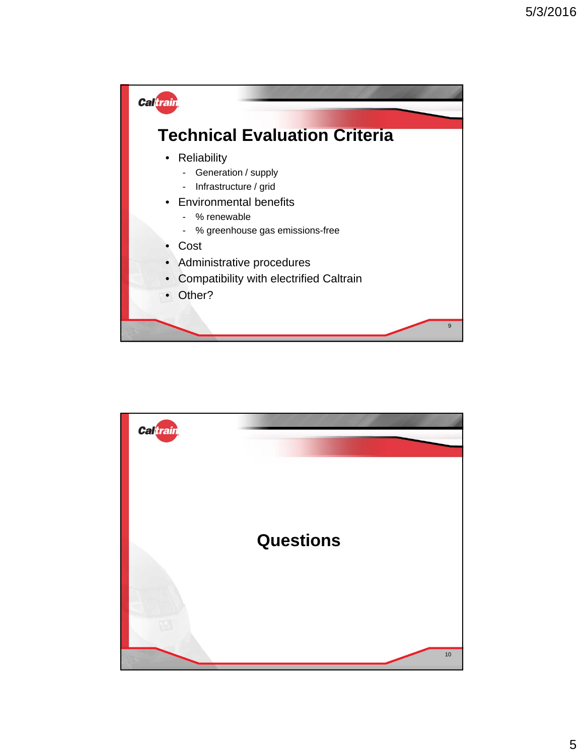## Technical Evaluation Criteria

- Reliability
  - Generation / supply
  - Infrastructure / grid
- Environmental benefits
  - % renewable
  - % greenhouse gas emissions-free
- Cost
- Administrative procedures
- Compatibility with electrified Caltrain
- Other?

## Questions